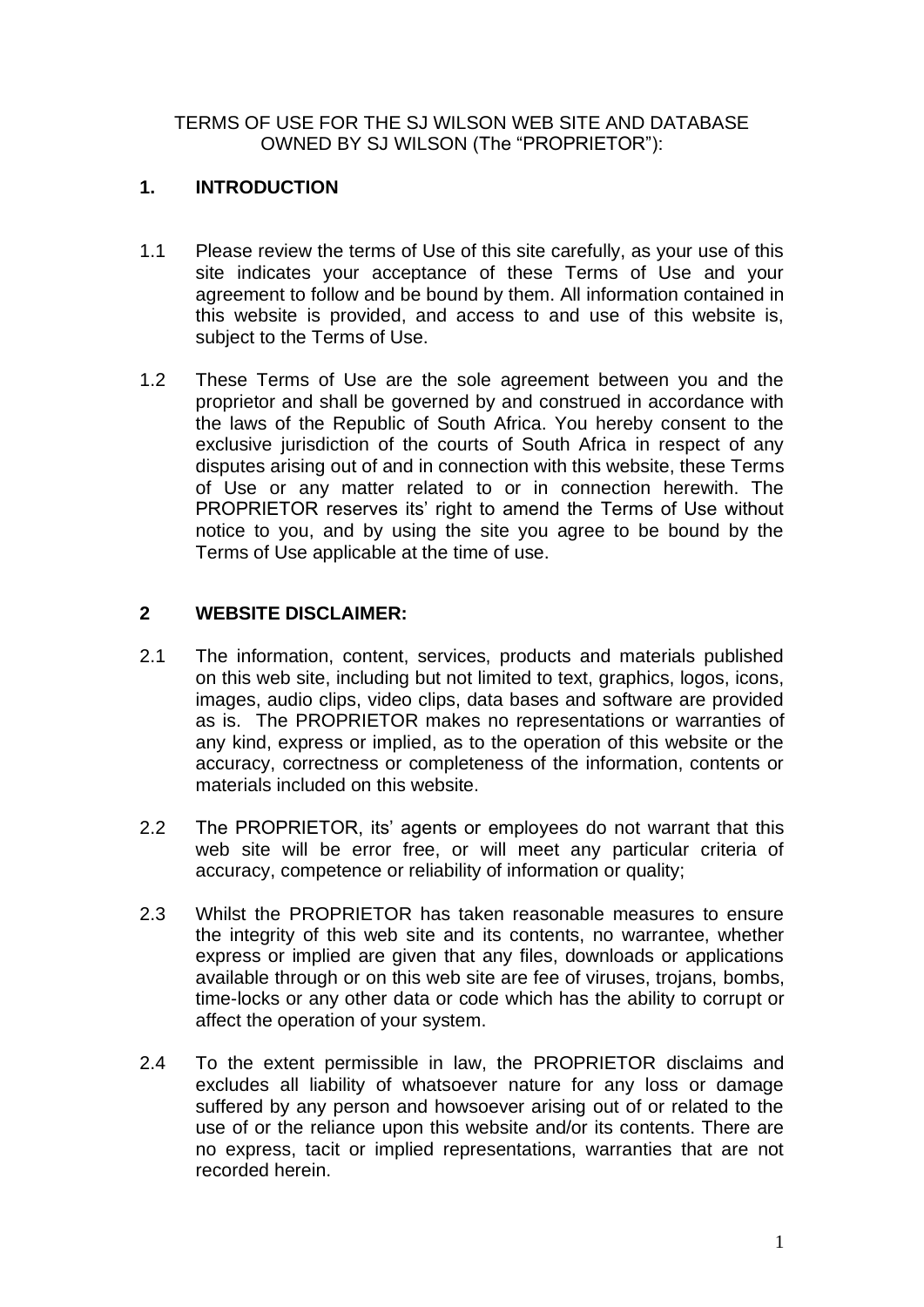TERMS OF USE FOR THE SJ WILSON WEB SITE AND DATABASE OWNED BY SJ WILSON (The "PROPRIETOR"):

## 1. INTRODUCTION

1.1 Please review the terms of Use of this site carefully, as your use of this site indicates your acceptance of these Terms of Use and your agreement to follow and be bound by them. All information contained in this website is provided, and access to and use of this website is, subject to the Terms of Use.

1.2 These Terms of Use are the sole agreement between you and the proprietor and shall be governed by and construed in accordance with the laws of the Republic of South Africa. You hereby consent to the exclusive jurisdiction of the courts of South Africa in respect of any disputes arising out of and in connection with this website, these Terms of Use or any matter related to or in connection herewith. The PROPRIETOR reserves its' right to amend the Terms of Use without notice to you, and by using the site you agree to be bound by the Terms of Use applicable at the time of use.

## 2 WEBSITE DISCLAIMER:

2.1 The information, content, services, products and materials published on this web site, including but not limited to text, graphics, logos, icons, images, audio clips, video clips, data bases and software are provided as is. The PROPRIETOR makes no representations or warranties of any kind, express or implied, as to the operation of this website or the accuracy, correctness or completeness of the information, contents or materials included on this website.

2.2 The PROPRIETOR, its' agents or employees do not warrant that this web site will be error free, or will meet any particular criteria of accuracy, competence or reliability of information or quality;

2.3 Whilst the PROPRIETOR has taken reasonable measures to ensure the integrity of this web site and its contents, no warrantee, whether express or implied are given that any files, downloads or applications available through or on this web site are fee of viruses, trojans, bombs, time-locks or any other data or code which has the ability to corrupt or affect the operation of your system.

2.4 To the extent permissible in law, the PROPRIETOR disclaims and excludes all liability of whatsoever nature for any loss or damage suffered by any person and howsoever arising out of or related to the use of or the reliance upon this website and/or its contents. There are no express, tacit or implied representations, warranties that are not recorded herein.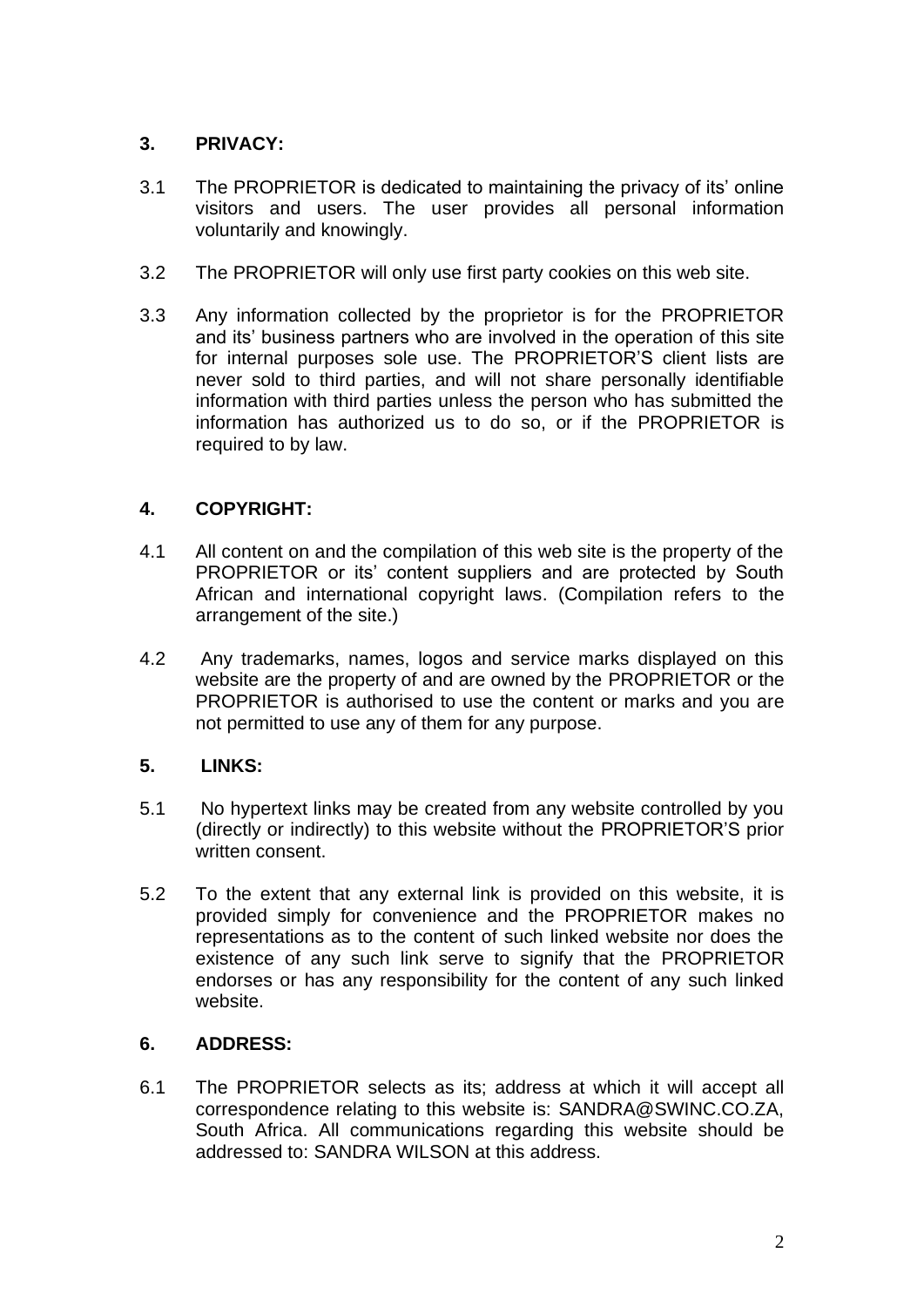## 3. PRIVACY:

3.1 The PROPRIETOR is dedicated to maintaining the privacy of its' online visitors and users. The user provides all personal information voluntarily and knowingly.

3.2 The PROPRIETOR will only use first party cookies on this web site.

3.3 Any information collected by the proprietor is for the PROPRIETOR and its' business partners who are involved in the operation of this site for internal purposes sole use. The PROPRIETOR'S client lists are never sold to third parties, and will not share personally identifiable information with third parties unless the person who has submitted the information has authorized us to do so, or if the PROPRIETOR is required to by law.

## 4. COPYRIGHT:

4.1 All content on and the compilation of this web site is the property of the PROPRIETOR or its' content suppliers and are protected by South African and international copyright laws. (Compilation refers to the arrangement of the site.)

4.2 Any trademarks, names, logos and service marks displayed on this website are the property of and are owned by the PROPRIETOR or the PROPRIETOR is authorised to use the content or marks and you are not permitted to use any of them for any purpose.

## 5. LINKS:

5.1 No hypertext links may be created from any website controlled by you (directly or indirectly) to this website without the PROPRIETOR'S prior written consent.

5.2 To the extent that any external link is provided on this website, it is provided simply for convenience and the PROPRIETOR makes no representations as to the content of such linked website nor does the existence of any such link serve to signify that the PROPRIETOR endorses or has any responsibility for the content of any such linked website.

## 6. ADDRESS:

6.1 The PROPRIETOR selects as its; address at which it will accept all correspondence relating to this website is: SANDRA@SWINC.CO.ZA, South Africa. All communications regarding this website should be addressed to: SANDRA WILSON at this address.